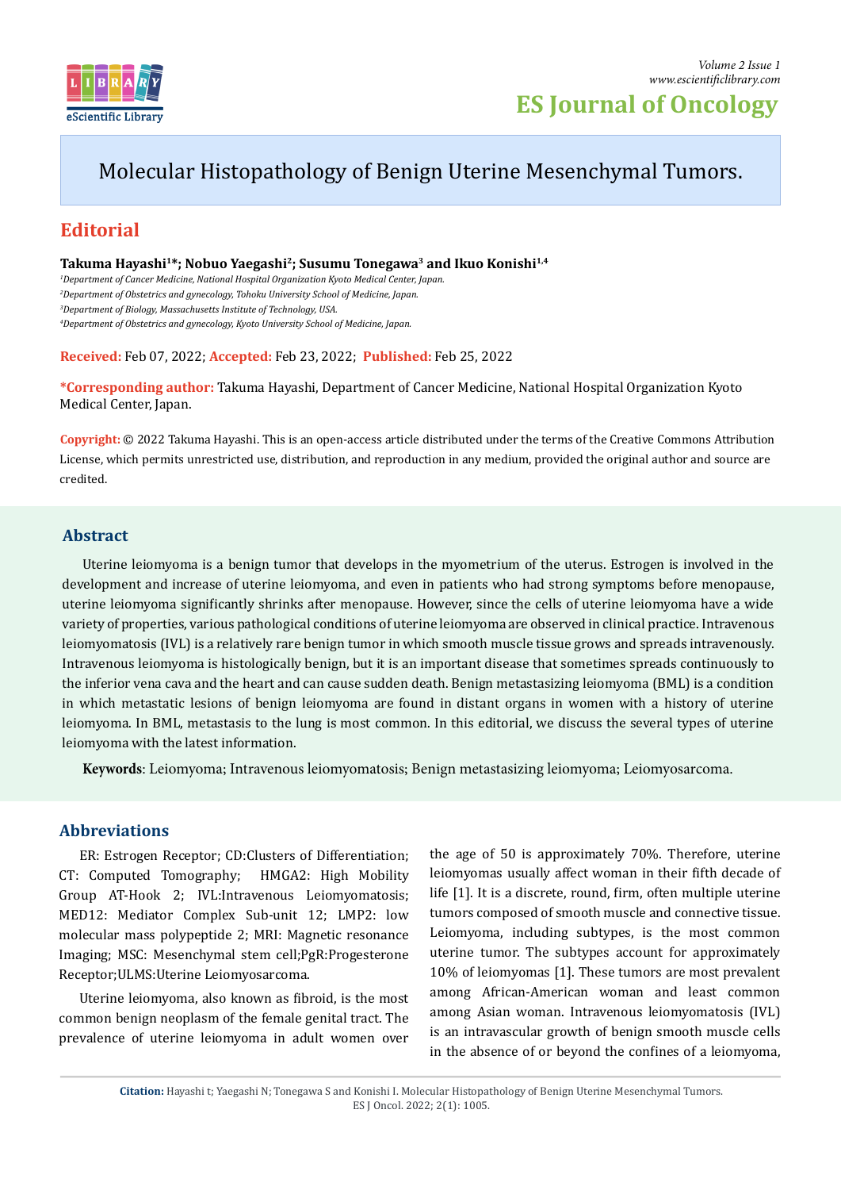# Molecular Histopathology of Benign Uterine Mesenchymal Tumors.

## Editorial

**Takuma Hayashi[1]*; Nobuo Yaegashi[2]; Susumu Tonegawa[3] and Ikuo Konishi[1,4]**

*[1]Department of Cancer Medicine, National Hospital Organization Kyoto Medical Center, Japan.*
*[2]Department of Obstetrics and gynecology, Tohoku University School of Medicine, Japan.*
*[3]Department of Biology, Massachusetts Institute of Technology, USA.*
*[4]Department of Obstetrics and gynecology, Kyoto University School of Medicine, Japan.*

**Received:** Feb 07, 2022; **Accepted:** Feb 23, 2022; **Published:** Feb 25, 2022

***Corresponding author:** Takuma Hayashi, Department of Cancer Medicine, National Hospital Organization Kyoto Medical Center, Japan.

**Copyright:** © 2022 Takuma Hayashi. This is an open-access article distributed under the terms of the Creative Commons Attribution License, which permits unrestricted use, distribution, and reproduction in any medium, provided the original author and source are credited.

## Abstract

Uterine leiomyoma is a benign tumor that develops in the myometrium of the uterus. Estrogen is involved in the development and increase of uterine leiomyoma, and even in patients who had strong symptoms before menopause, uterine leiomyoma significantly shrinks after menopause. However, since the cells of uterine leiomyoma have a wide variety of properties, various pathological conditions of uterine leiomyoma are observed in clinical practice. Intravenous leiomyomatosis (IVL) is a relatively rare benign tumor in which smooth muscle tissue grows and spreads intravenously. Intravenous leiomyoma is histologically benign, but it is an important disease that sometimes spreads continuously to the inferior vena cava and the heart and can cause sudden death. Benign metastasizing leiomyoma (BML) is a condition in which metastatic lesions of benign leiomyoma are found in distant organs in women with a history of uterine leiomyoma. In BML, metastasis to the lung is most common. In this editorial, we discuss the several types of uterine leiomyoma with the latest information.

**Keywords**: Leiomyoma; Intravenous leiomyomatosis; Benign metastasizing leiomyoma; Leiomyosarcoma.

## Abbreviations

ER: Estrogen Receptor; CD:Clusters of Differentiation; CT: Computed Tomography; HMGA2: High Mobility Group AT-Hook 2; IVL:Intravenous Leiomyomatosis; MED12: Mediator Complex Sub-unit 12; LMP2: low molecular mass polypeptide 2; MRI: Magnetic resonance Imaging; MSC: Mesenchymal stem cell;PgR:Progesterone Receptor;ULMS:Uterine Leiomyosarcoma.

Uterine leiomyoma, also known as fibroid, is the most common benign neoplasm of the female genital tract. The prevalence of uterine leiomyoma in adult women over the age of 50 is approximately 70%. Therefore, uterine leiomyomas usually affect woman in their fifth decade of life [1]. It is a discrete, round, firm, often multiple uterine tumors composed of smooth muscle and connective tissue. Leiomyoma, including subtypes, is the most common uterine tumor. The subtypes account for approximately 10% of leiomyomas [1]. These tumors are most prevalent among African-American woman and least common among Asian woman. Intravenous leiomyomatosis (IVL) is an intravascular growth of benign smooth muscle cells in the absence of or beyond the confines of a leiomyoma,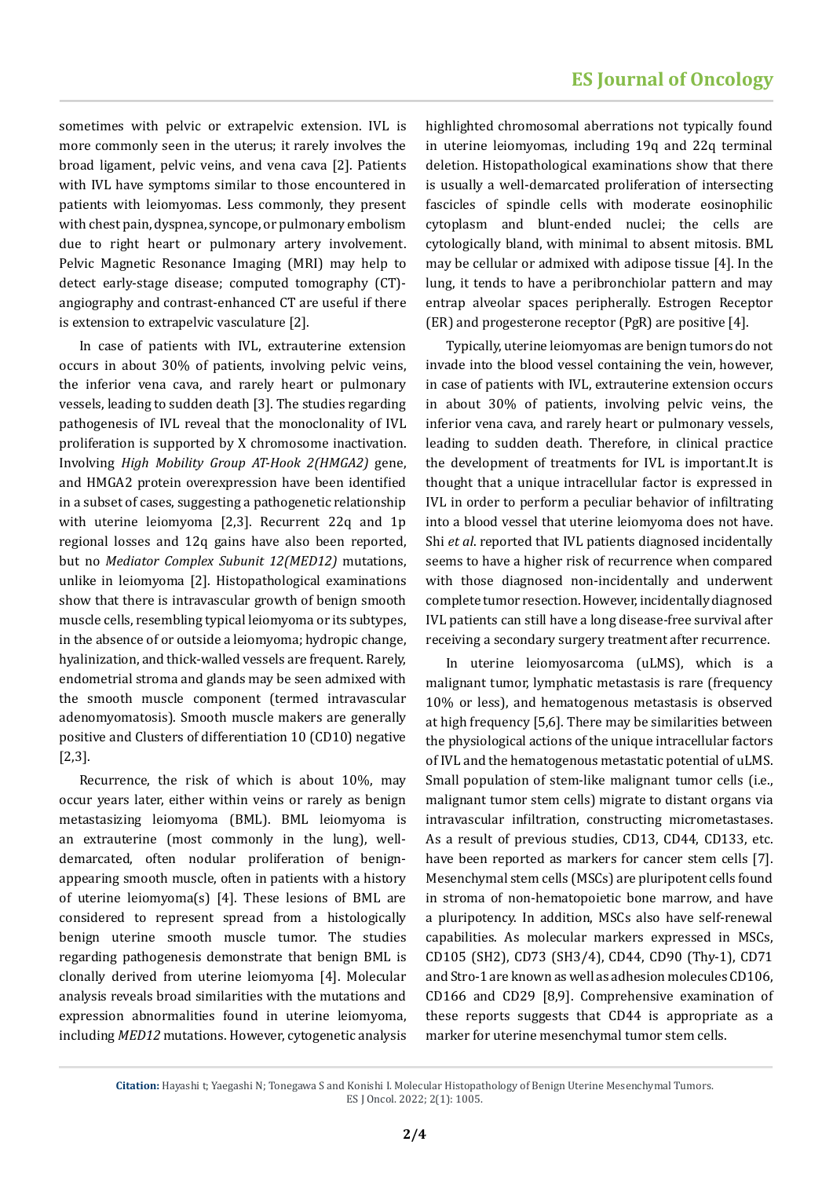sometimes with pelvic or extrapelvic extension. IVL is more commonly seen in the uterus; it rarely involves the broad ligament, pelvic veins, and vena cava [2]. Patients with IVL have symptoms similar to those encountered in patients with leiomyomas. Less commonly, they present with chest pain, dyspnea, syncope, or pulmonary embolism due to right heart or pulmonary artery involvement. Pelvic Magnetic Resonance Imaging (MRI) may help to detect early-stage disease; computed tomography (CT)-angiography and contrast-enhanced CT are useful if there is extension to extrapelvic vasculature [2].

In case of patients with IVL, extrauterine extension occurs in about 30% of patients, involving pelvic veins, the inferior vena cava, and rarely heart or pulmonary vessels, leading to sudden death [3]. The studies regarding pathogenesis of IVL reveal that the monoclonality of IVL proliferation is supported by X chromosome inactivation. Involving *High Mobility Group AT-Hook 2(HMGA2)* gene, and HMGA2 protein overexpression have been identified in a subset of cases, suggesting a pathogenetic relationship with uterine leiomyoma [2,3]. Recurrent 22q and 1p regional losses and 12q gains have also been reported, but no *Mediator Complex Subunit 12(MED12)* mutations, unlike in leiomyoma [2]. Histopathological examinations show that there is intravascular growth of benign smooth muscle cells, resembling typical leiomyoma or its subtypes, in the absence of or outside a leiomyoma; hydropic change, hyalinization, and thick-walled vessels are frequent. Rarely, endometrial stroma and glands may be seen admixed with the smooth muscle component (termed intravascular adenomyomatosis). Smooth muscle makers are generally positive and Clusters of differentiation 10 (CD10) negative [2,3].

Recurrence, the risk of which is about 10%, may occur years later, either within veins or rarely as benign metastasizing leiomyoma (BML). BML leiomyoma is an extrauterine (most commonly in the lung), well-demarcated, often nodular proliferation of benign-appearing smooth muscle, often in patients with a history of uterine leiomyoma(s) [4]. These lesions of BML are considered to represent spread from a histologically benign uterine smooth muscle tumor. The studies regarding pathogenesis demonstrate that benign BML is clonally derived from uterine leiomyoma [4]. Molecular analysis reveals broad similarities with the mutations and expression abnormalities found in uterine leiomyoma, including *MED12* mutations. However, cytogenetic analysis highlighted chromosomal aberrations not typically found in uterine leiomyomas, including 19q and 22q terminal deletion. Histopathological examinations show that there is usually a well-demarcated proliferation of intersecting fascicles of spindle cells with moderate eosinophilic cytoplasm and blunt-ended nuclei; the cells are cytologically bland, with minimal to absent mitosis. BML may be cellular or admixed with adipose tissue [4]. In the lung, it tends to have a peribronchiolar pattern and may entrap alveolar spaces peripherally. Estrogen Receptor (ER) and progesterone receptor (PgR) are positive [4].

Typically, uterine leiomyomas are benign tumors do not invade into the blood vessel containing the vein, however, in case of patients with IVL, extrauterine extension occurs in about 30% of patients, involving pelvic veins, the inferior vena cava, and rarely heart or pulmonary vessels, leading to sudden death. Therefore, in clinical practice the development of treatments for IVL is important.It is thought that a unique intracellular factor is expressed in IVL in order to perform a peculiar behavior of infiltrating into a blood vessel that uterine leiomyoma does not have. Shi *et al*. reported that IVL patients diagnosed incidentally seems to have a higher risk of recurrence when compared with those diagnosed non-incidentally and underwent complete tumor resection. However, incidentally diagnosed IVL patients can still have a long disease-free survival after receiving a secondary surgery treatment after recurrence.

In uterine leiomyosarcoma (uLMS), which is a malignant tumor, lymphatic metastasis is rare (frequency 10% or less), and hematogenous metastasis is observed at high frequency [5,6]. There may be similarities between the physiological actions of the unique intracellular factors of IVL and the hematogenous metastatic potential of uLMS. Small population of stem-like malignant tumor cells (i.e., malignant tumor stem cells) migrate to distant organs via intravascular infiltration, constructing micrometastases. As a result of previous studies, CD13, CD44, CD133, etc. have been reported as markers for cancer stem cells [7]. Mesenchymal stem cells (MSCs) are pluripotent cells found in stroma of non-hematopoietic bone marrow, and have a pluripotency. In addition, MSCs also have self-renewal capabilities. As molecular markers expressed in MSCs, CD105 (SH2), CD73 (SH3/4), CD44, CD90 (Thy-1), CD71 and Stro-1 are known as well as adhesion molecules CD106, CD166 and CD29 [8,9]. Comprehensive examination of these reports suggests that CD44 is appropriate as a marker for uterine mesenchymal tumor stem cells.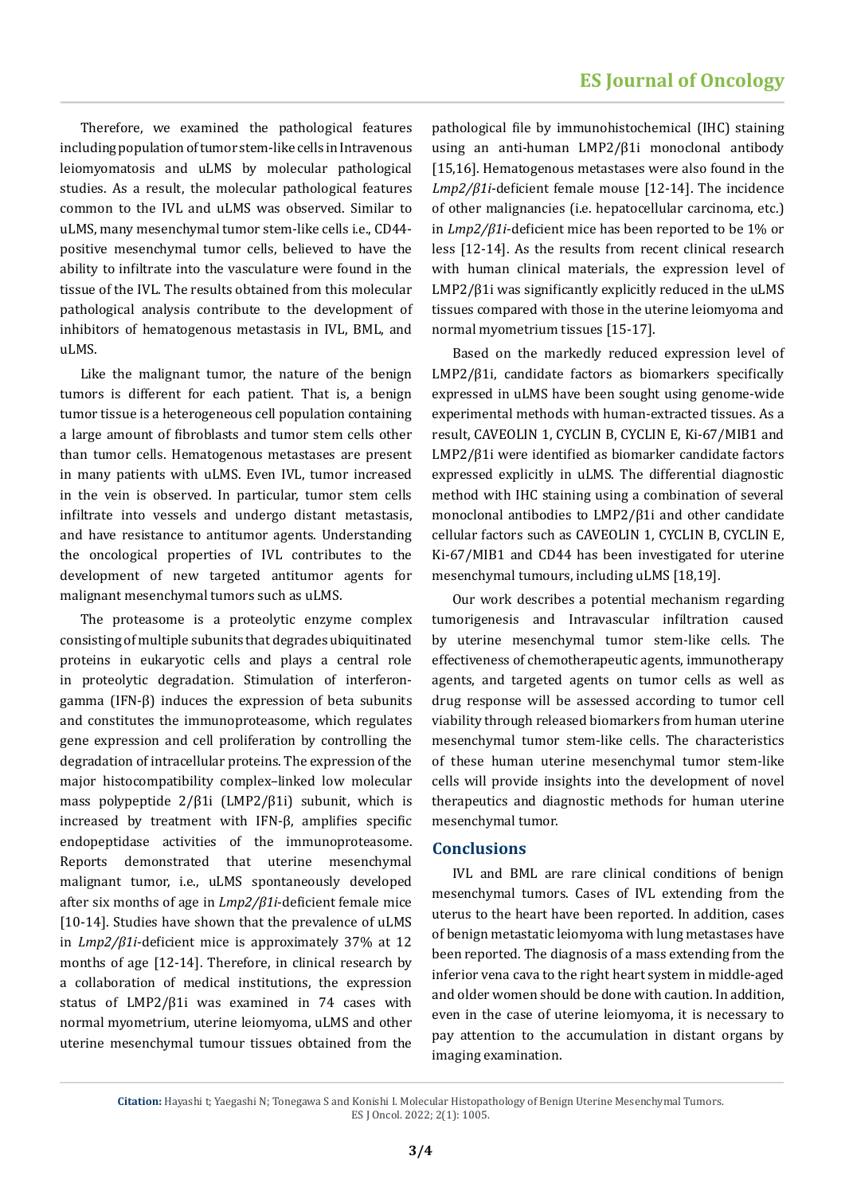Therefore, we examined the pathological features including population of tumor stem-like cells in Intravenous leiomyomatosis and uLMS by molecular pathological studies. As a result, the molecular pathological features common to the IVL and uLMS was observed. Similar to uLMS, many mesenchymal tumor stem-like cells i.e., CD44-positive mesenchymal tumor cells, believed to have the ability to infiltrate into the vasculature were found in the tissue of the IVL. The results obtained from this molecular pathological analysis contribute to the development of inhibitors of hematogenous metastasis in IVL, BML, and uLMS.

Like the malignant tumor, the nature of the benign tumors is different for each patient. That is, a benign tumor tissue is a heterogeneous cell population containing a large amount of fibroblasts and tumor stem cells other than tumor cells. Hematogenous metastases are present in many patients with uLMS. Even IVL, tumor increased in the vein is observed. In particular, tumor stem cells infiltrate into vessels and undergo distant metastasis, and have resistance to antitumor agents. Understanding the oncological properties of IVL contributes to the development of new targeted antitumor agents for malignant mesenchymal tumors such as uLMS.

The proteasome is a proteolytic enzyme complex consisting of multiple subunits that degrades ubiquitinated proteins in eukaryotic cells and plays a central role in proteolytic degradation. Stimulation of interferon-gamma (IFN-β) induces the expression of beta subunits and constitutes the immunoproteasome, which regulates gene expression and cell proliferation by controlling the degradation of intracellular proteins. The expression of the major histocompatibility complex–linked low molecular mass polypeptide 2/β1i (LMP2/β1i) subunit, which is increased by treatment with IFN-β, amplifies specific endopeptidase activities of the immunoproteasome. Reports demonstrated that uterine mesenchymal malignant tumor, i.e., uLMS spontaneously developed after six months of age in *Lmp2/β1i*-deficient female mice [10-14]. Studies have shown that the prevalence of uLMS in *Lmp2/β1i*-deficient mice is approximately 37% at 12 months of age [12-14]. Therefore, in clinical research by a collaboration of medical institutions, the expression status of LMP2/β1i was examined in 74 cases with normal myometrium, uterine leiomyoma, uLMS and other uterine mesenchymal tumour tissues obtained from the pathological file by immunohistochemical (IHC) staining using an anti-human LMP2/β1i monoclonal antibody [15,16]. Hematogenous metastases were also found in the *Lmp2/β1i*-deficient female mouse [12-14]. The incidence of other malignancies (i.e. hepatocellular carcinoma, etc.) in *Lmp2/β1i*-deficient mice has been reported to be 1% or less [12-14]. As the results from recent clinical research with human clinical materials, the expression level of LMP2/β1i was significantly explicitly reduced in the uLMS tissues compared with those in the uterine leiomyoma and normal myometrium tissues [15-17].

Based on the markedly reduced expression level of LMP2/β1i, candidate factors as biomarkers specifically expressed in uLMS have been sought using genome-wide experimental methods with human-extracted tissues. As a result, CAVEOLIN 1, CYCLIN B, CYCLIN E, Ki-67/MIB1 and LMP2/β1i were identified as biomarker candidate factors expressed explicitly in uLMS. The differential diagnostic method with IHC staining using a combination of several monoclonal antibodies to LMP2/β1i and other candidate cellular factors such as CAVEOLIN 1, CYCLIN B, CYCLIN E, Ki-67/MIB1 and CD44 has been investigated for uterine mesenchymal tumours, including uLMS [18,19].

Our work describes a potential mechanism regarding tumorigenesis and Intravascular infiltration caused by uterine mesenchymal tumor stem-like cells. The effectiveness of chemotherapeutic agents, immunotherapy agents, and targeted agents on tumor cells as well as drug response will be assessed according to tumor cell viability through released biomarkers from human uterine mesenchymal tumor stem-like cells. The characteristics of these human uterine mesenchymal tumor stem-like cells will provide insights into the development of novel therapeutics and diagnostic methods for human uterine mesenchymal tumor.

## Conclusions

IVL and BML are rare clinical conditions of benign mesenchymal tumors. Cases of IVL extending from the uterus to the heart have been reported. In addition, cases of benign metastatic leiomyoma with lung metastases have been reported. The diagnosis of a mass extending from the inferior vena cava to the right heart system in middle-aged and older women should be done with caution. In addition, even in the case of uterine leiomyoma, it is necessary to pay attention to the accumulation in distant organs by imaging examination.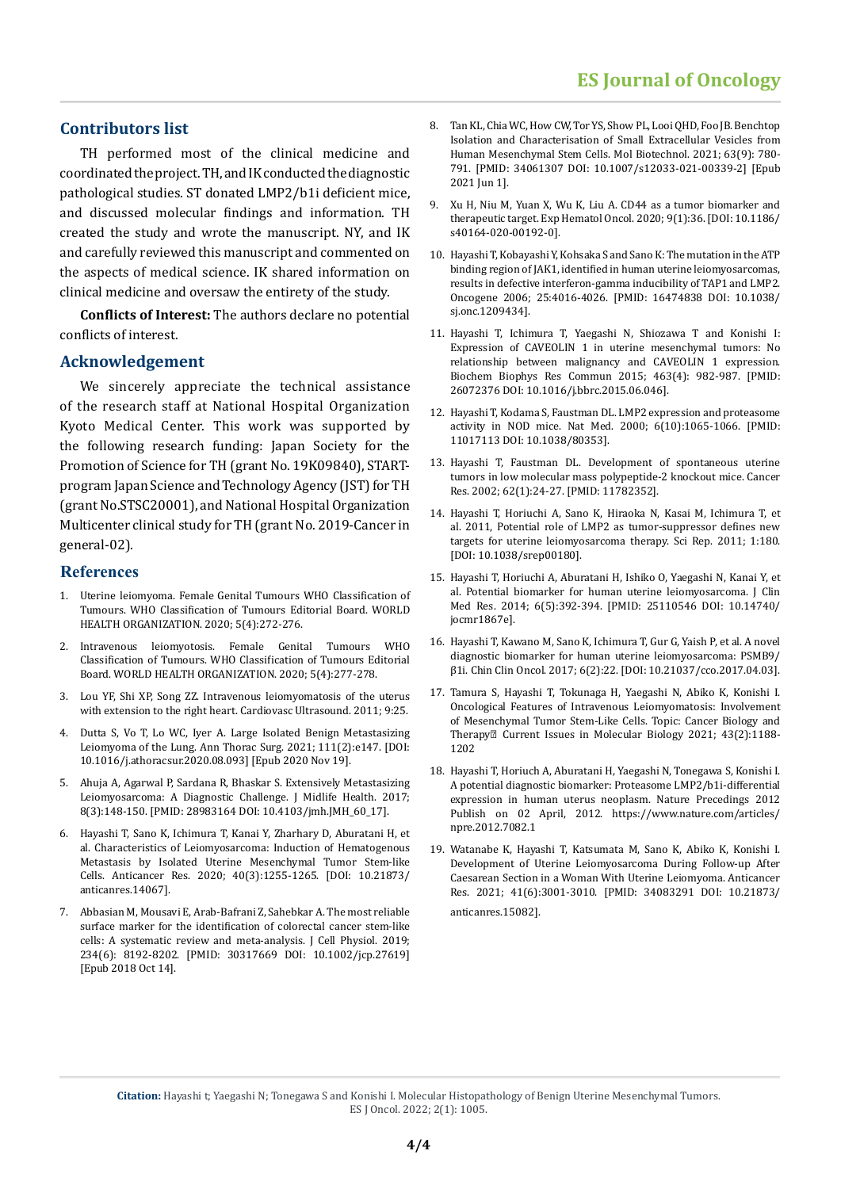## Contributors list

TH performed most of the clinical medicine and coordinated the project. TH, and IK conducted the diagnostic pathological studies. ST donated LMP2/b1i deficient mice, and discussed molecular findings and information. TH created the study and wrote the manuscript. NY, and IK and carefully reviewed this manuscript and commented on the aspects of medical science. IK shared information on clinical medicine and oversaw the entirety of the study.

**Conflicts of Interest:** The authors declare no potential conflicts of interest.

## Acknowledgement

We sincerely appreciate the technical assistance of the research staff at National Hospital Organization Kyoto Medical Center. This work was supported by the following research funding: Japan Society for the Promotion of Science for TH (grant No. 19K09840), START-program Japan Science and Technology Agency (JST) for TH (grant No.STSC20001), and National Hospital Organization Multicenter clinical study for TH (grant No. 2019-Cancer in general-02).

## References

1. Uterine leiomyoma. Female Genital Tumours WHO Classification of Tumours. WHO Classification of Tumours Editorial Board. WORLD HEALTH ORGANIZATION. 2020; 5(4):272-276.
2. Intravenous leiomyotosis. Female Genital Tumours WHO Classification of Tumours. WHO Classification of Tumours Editorial Board. WORLD HEALTH ORGANIZATION. 2020; 5(4):277-278.
3. Lou YF, Shi XP, Song ZZ. Intravenous leiomyomatosis of the uterus with extension to the right heart. Cardiovasc Ultrasound. 2011; 9:25.
4. Dutta S, Vo T, Lo WC, Iyer A. Large Isolated Benign Metastasizing Leiomyoma of the Lung. Ann Thorac Surg. 2021; 111(2):e147. [DOI: 10.1016/j.athoracsur.2020.08.093] [Epub 2020 Nov 19].
5. Ahuja A, Agarwal P, Sardana R, Bhaskar S. Extensively Metastasizing Leiomyosarcoma: A Diagnostic Challenge. J Midlife Health. 2017; 8(3):148-150. [PMID: 28983164 DOI: 10.4103/jmh.JMH_60_17].
6. Hayashi T, Sano K, Ichimura T, Kanai Y, Zharhary D, Aburatani H, et al. Characteristics of Leiomyosarcoma: Induction of Hematogenous Metastasis by Isolated Uterine Mesenchymal Tumor Stem-like Cells. Anticancer Res. 2020; 40(3):1255-1265. [DOI: 10.21873/anticanres.14067].
7. Abbasian M, Mousavi E, Arab-Bafrani Z, Sahebkar A. The most reliable surface marker for the identification of colorectal cancer stem-like cells: A systematic review and meta-analysis. J Cell Physiol. 2019; 234(6): 8192-8202. [PMID: 30317669 DOI: 10.1002/jcp.27619] [Epub 2018 Oct 14].
8. Tan KL, Chia WC, How CW, Tor YS, Show PL, Looi QHD, Foo JB. Benchtop Isolation and Characterisation of Small Extracellular Vesicles from Human Mesenchymal Stem Cells. Mol Biotechnol. 2021; 63(9): 780-791. [PMID: 34061307 DOI: 10.1007/s12033-021-00339-2] [Epub 2021 Jun 1].
9. Xu H, Niu M, Yuan X, Wu K, Liu A. CD44 as a tumor biomarker and therapeutic target. Exp Hematol Oncol. 2020; 9(1):36. [DOI: 10.1186/s40164-020-00192-0].
10. Hayashi T, Kobayashi Y, Kohsaka S and Sano K: The mutation in the ATP binding region of JAK1, identified in human uterine leiomyosarcomas, results in defective interferon-gamma inducibility of TAP1 and LMP2. Oncogene 2006; 25:4016-4026. [PMID: 16474838 DOI: 10.1038/sj.onc.1209434].
11. Hayashi T, Ichimura T, Yaegashi N, Shiozawa T and Konishi I: Expression of CAVEOLIN 1 in uterine mesenchymal tumors: No relationship between malignancy and CAVEOLIN 1 expression. Biochem Biophys Res Commun 2015; 463(4): 982-987. [PMID: 26072376 DOI: 10.1016/j.bbrc.2015.06.046].
12. Hayashi T, Kodama S, Faustman DL. LMP2 expression and proteasome activity in NOD mice. Nat Med. 2000; 6(10):1065-1066. [PMID: 11017113 DOI: 10.1038/80353].
13. Hayashi T, Faustman DL. Development of spontaneous uterine tumors in low molecular mass polypeptide-2 knockout mice. Cancer Res. 2002; 62(1):24-27. [PMID: 11782352].
14. Hayashi T, Horiuchi A, Sano K, Hiraoka N, Kasai M, Ichimura T, et al. 2011, Potential role of LMP2 as tumor-suppressor defines new targets for uterine leiomyosarcoma therapy. Sci Rep. 2011; 1:180. [DOI: 10.1038/srep00180].
15. Hayashi T, Horiuchi A, Aburatani H, Ishiko O, Yaegashi N, Kanai Y, et al. Potential biomarker for human uterine leiomyosarcoma. J Clin Med Res. 2014; 6(5):392-394. [PMID: 25110546 DOI: 10.14740/jocmr1867e].
16. Hayashi T, Kawano M, Sano K, Ichimura T, Gur G, Yaish P, et al. A novel diagnostic biomarker for human uterine leiomyosarcoma: PSMB9/β1i. Chin Clin Oncol. 2017; 6(2):22. [DOI: 10.21037/cco.2017.04.03].
17. Tamura S, Hayashi T, Tokunaga H, Yaegashi N, Abiko K, Konishi I. Oncological Features of Intravenous Leiomyomatosis: Involvement of Mesenchymal Tumor Stem-Like Cells. Topic: Cancer Biology and Therapy Current Issues in Molecular Biology 2021; 43(2):1188-1202
18. Hayashi T, Horiuch A, Aburatani H, Yaegashi N, Tonegawa S, Konishi I. A potential diagnostic biomarker: Proteasome LMP2/b1i-differential expression in human uterus neoplasm. Nature Precedings 2012 Publish on 02 April, 2012. https://www.nature.com/articles/npre.2012.7082.1
19. Watanabe K, Hayashi T, Katsumata M, Sano K, Abiko K, Konishi I. Development of Uterine Leiomyosarcoma During Follow-up After Caesarean Section in a Woman With Uterine Leiomyoma. Anticancer Res. 2021; 41(6):3001-3010. [PMID: 34083291 DOI: 10.21873/anticanres.15082].